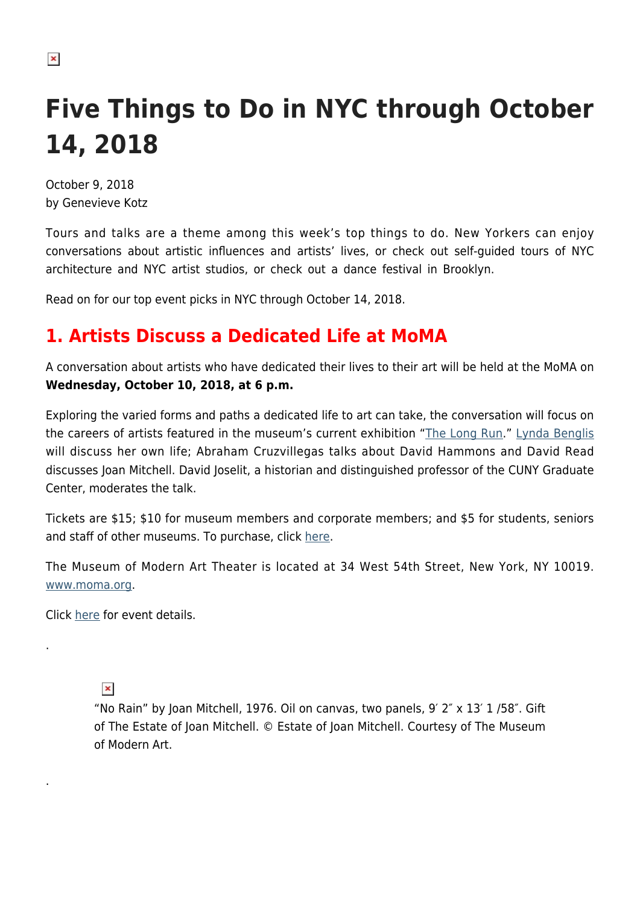# Five Things to Do in NYC through October 14, 2018

October 9, 2018
by Genevieve Kotz

Tours and talks are a theme among this week's top things to do. New Yorkers can enjoy conversations about artistic influences and artists' lives, or check out self-guided tours of NYC architecture and NYC artist studios, or check out a dance festival in Brooklyn.

Read on for our top event picks in NYC through October 14, 2018.

## 1. Artists Discuss a Dedicated Life at MoMA

A conversation about artists who have dedicated their lives to their art will be held at the MoMA on **Wednesday, October 10, 2018, at 6 p.m.**

Exploring the varied forms and paths a dedicated life to art can take, the conversation will focus on the careers of artists featured in the museum's current exhibition "The Long Run." Lynda Benglis will discuss her own life; Abraham Cruzvillegas talks about David Hammons and David Read discusses Joan Mitchell. David Joselit, a historian and distinguished professor of the CUNY Graduate Center, moderates the talk.

Tickets are $15; $10 for museum members and corporate members; and $5 for students, seniors and staff of other museums. To purchase, click here.

The Museum of Modern Art Theater is located at 34 West 54th Street, New York, NY 10019. www.moma.org.

Click here for event details.

.

"No Rain" by Joan Mitchell, 1976. Oil on canvas, two panels, 9′ 2″ x 13′ 1 /58″. Gift of The Estate of Joan Mitchell. © Estate of Joan Mitchell. Courtesy of The Museum of Modern Art.

.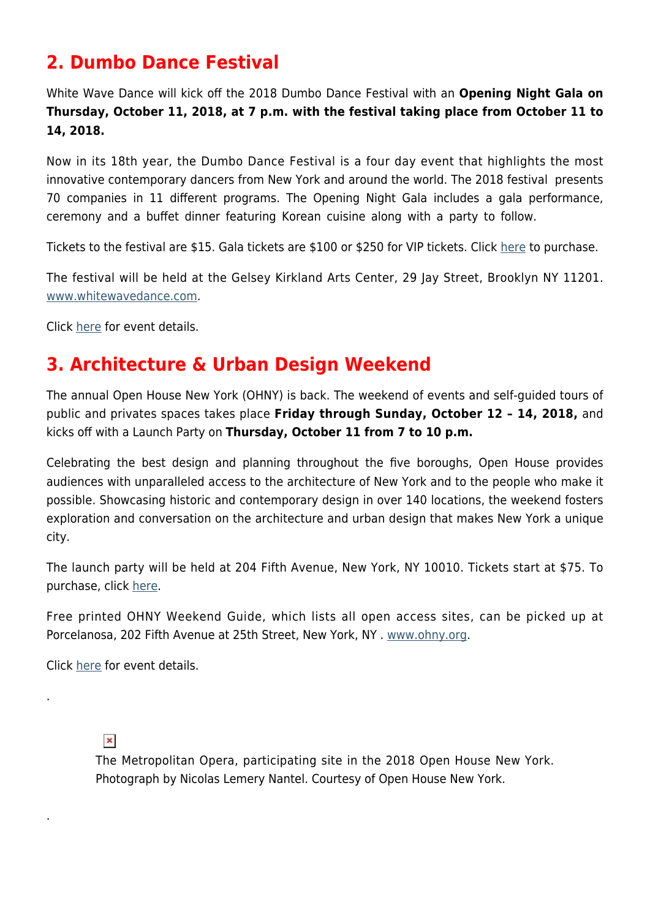## 2. Dumbo Dance Festival

White Wave Dance will kick off the 2018 Dumbo Dance Festival with an **Opening Night Gala on Thursday, October 11, 2018, at 7 p.m. with the festival taking place from October 11 to 14, 2018.**

Now in its 18th year, the Dumbo Dance Festival is a four day event that highlights the most innovative contemporary dancers from New York and around the world. The 2018 festival presents 70 companies in 11 different programs. The Opening Night Gala includes a gala performance, ceremony and a buffet dinner featuring Korean cuisine along with a party to follow.

Tickets to the festival are $15. Gala tickets are $100 or $250 for VIP tickets. Click here to purchase.

The festival will be held at the Gelsey Kirkland Arts Center, 29 Jay Street, Brooklyn NY 11201. www.whitewavedance.com.

Click here for event details.

## 3. Architecture & Urban Design Weekend

The annual Open House New York (OHNY) is back. The weekend of events and self-guided tours of public and privates spaces takes place **Friday through Sunday, October 12 – 14, 2018,** and kicks off with a Launch Party on **Thursday, October 11 from 7 to 10 p.m.**

Celebrating the best design and planning throughout the five boroughs, Open House provides audiences with unparalleled access to the architecture of New York and to the people who make it possible. Showcasing historic and contemporary design in over 140 locations, the weekend fosters exploration and conversation on the architecture and urban design that makes New York a unique city.

The launch party will be held at 204 Fifth Avenue, New York, NY 10010. Tickets start at $75. To purchase, click here.

Free printed OHNY Weekend Guide, which lists all open access sites, can be picked up at Porcelanosa, 202 Fifth Avenue at 25th Street, New York, NY . www.ohny.org.

Click here for event details.

.

The Metropolitan Opera, participating site in the 2018 Open House New York. Photograph by Nicolas Lemery Nantel. Courtesy of Open House New York.

.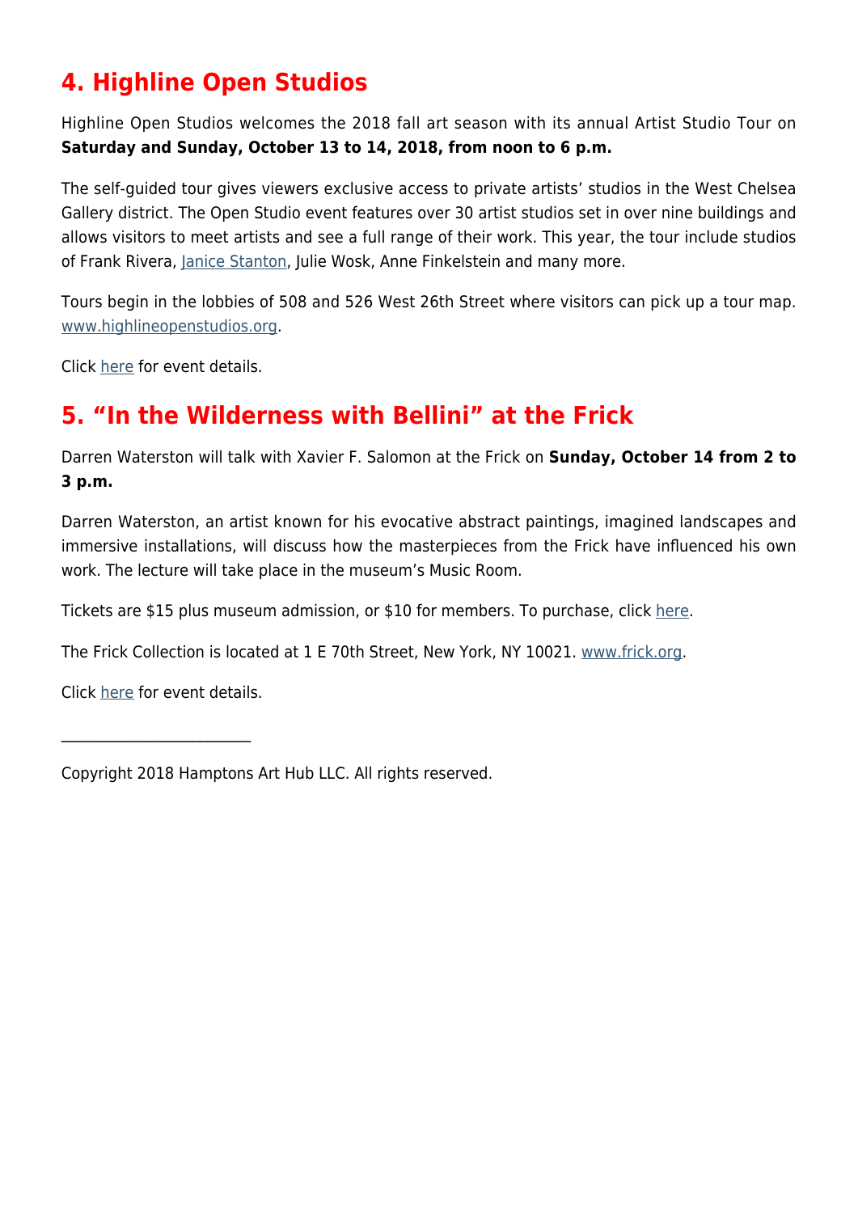## 4. Highline Open Studios

Highline Open Studios welcomes the 2018 fall art season with its annual Artist Studio Tour on **Saturday and Sunday, October 13 to 14, 2018, from noon to 6 p.m.**

The self-guided tour gives viewers exclusive access to private artists' studios in the West Chelsea Gallery district. The Open Studio event features over 30 artist studios set in over nine buildings and allows visitors to meet artists and see a full range of their work. This year, the tour include studios of Frank Rivera, Janice Stanton, Julie Wosk, Anne Finkelstein and many more.

Tours begin in the lobbies of 508 and 526 West 26th Street where visitors can pick up a tour map. www.highlineopenstudios.org.

Click here for event details.

## 5. "In the Wilderness with Bellini" at the Frick

Darren Waterston will talk with Xavier F. Salomon at the Frick on **Sunday, October 14 from 2 to 3 p.m.**

Darren Waterston, an artist known for his evocative abstract paintings, imagined landscapes and immersive installations, will discuss how the masterpieces from the Frick have influenced his own work. The lecture will take place in the museum's Music Room.

Tickets are $15 plus museum admission, or $10 for members. To purchase, click here.

The Frick Collection is located at 1 E 70th Street, New York, NY 10021. www.frick.org.

Click here for event details.

---

Copyright 2018 Hamptons Art Hub LLC. All rights reserved.